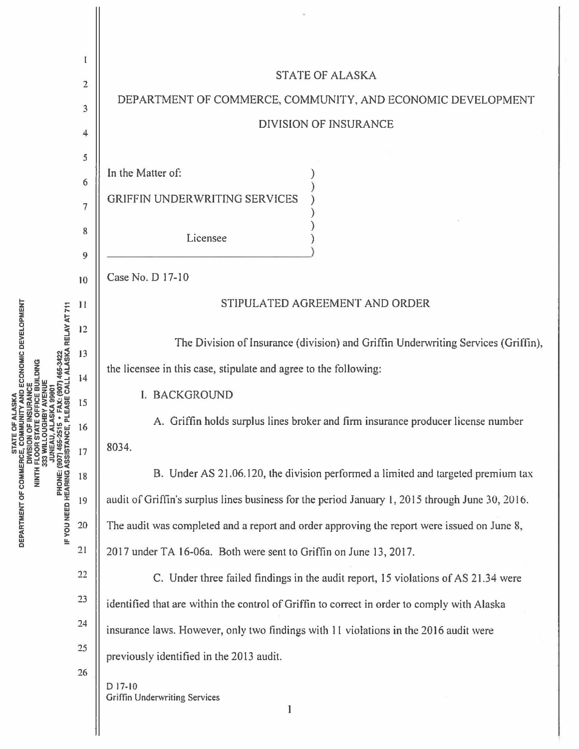# STATE OF ALASKA

# DEPARTMENT OF COMMERCE, COMMUNITY, AND ECONOMIC DEVELOPMENT

# DIVISION OF INSURANCE

In the Matter of:

GRIFFIN UNDERWRITING SERVICES

Licensee

Case No. D 17-10

## STIPULATED AGREEMENT AND ORDER

The Division of Insurance (division) and Griffin Underwriting Services (Griffin), the licensee in this case, stipulate and agree to the following:

I. BACKGROUND

A. Griffin holds surplus lines broker and firm insurance producer license number 8034.

B. Under AS 21.06.120, the division performed a limited and targeted premium tax audit of Griffin's surplus lines business for the period January 1, 2015 through June 30, 2016. The audit was completed and a report and order approving the report were issued on June 8, 2017 under TA 16-06a. Both were sent to Griffin on June 13, 2017.

C. Under three failed findings in the audit report, 15 violations of AS 21.34 were identified that are within the control of Griffin to correct in order to comply with Alaska insurance laws. However, only two findings with 11 violations in the 2016 audit were previously identified in the 2013 audit.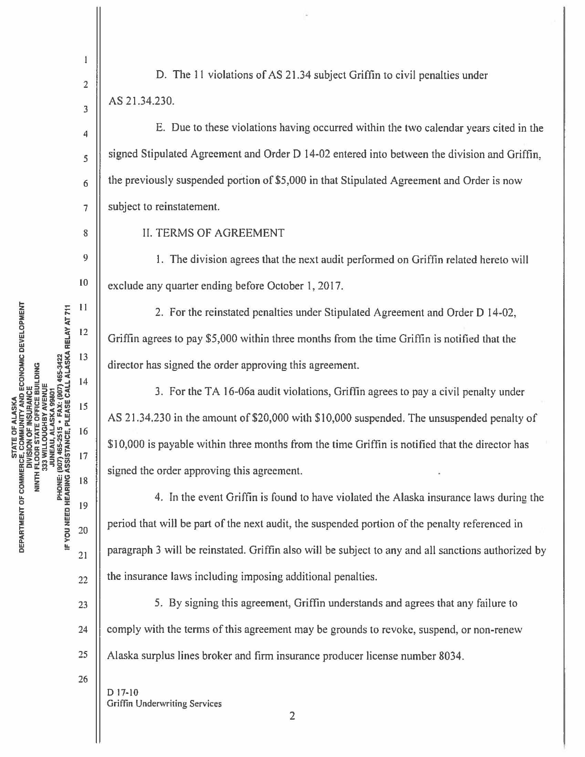D. The 11 violations of AS 21.34 subject Griffin to civil penalties under AS 21.34.230.

E. Due to these violations having occurred within the two calendar years cited in the signed Stipulated Agreement and Order D 14-02 entered into between the division and Griffin, the previously suspended portion of $5,000 in that Stipulated Agreement and Order is now subject to reinstatement.

II. TERMS OF AGREEMENT

1. The division agrees that the next audit performed on Griffin related hereto will exclude any quarter ending before October 1, 2017.

2. For the reinstated penalties under Stipulated Agreement and Order D 14-02, Griffin agrees to pay $5,000 within three months from the time Griffin is notified that the director has signed the order approving this agreement.

3. For the TA 16-06a audit violations, Griffin agrees to pay a civil penalty under AS 21.34.230 in the amount of $20,000 with $10,000 suspended. The unsuspended penalty of $10,000 is payable within three months from the time Griffin is notified that the director has signed the order approving this agreement.

4. In the event Griffin is found to have violated the Alaska insurance laws during the period that will be part of the next audit, the suspended portion of the penalty referenced in paragraph 3 will be reinstated. Griffin also will be subject to any and all sanctions authorized by the insurance laws including imposing additional penalties.

5. By signing this agreement, Griffin understands and agrees that any failure to comply with the terms of this agreement may be grounds to revoke, suspend, or non-renew Alaska surplus lines broker and firm insurance producer license number 8034.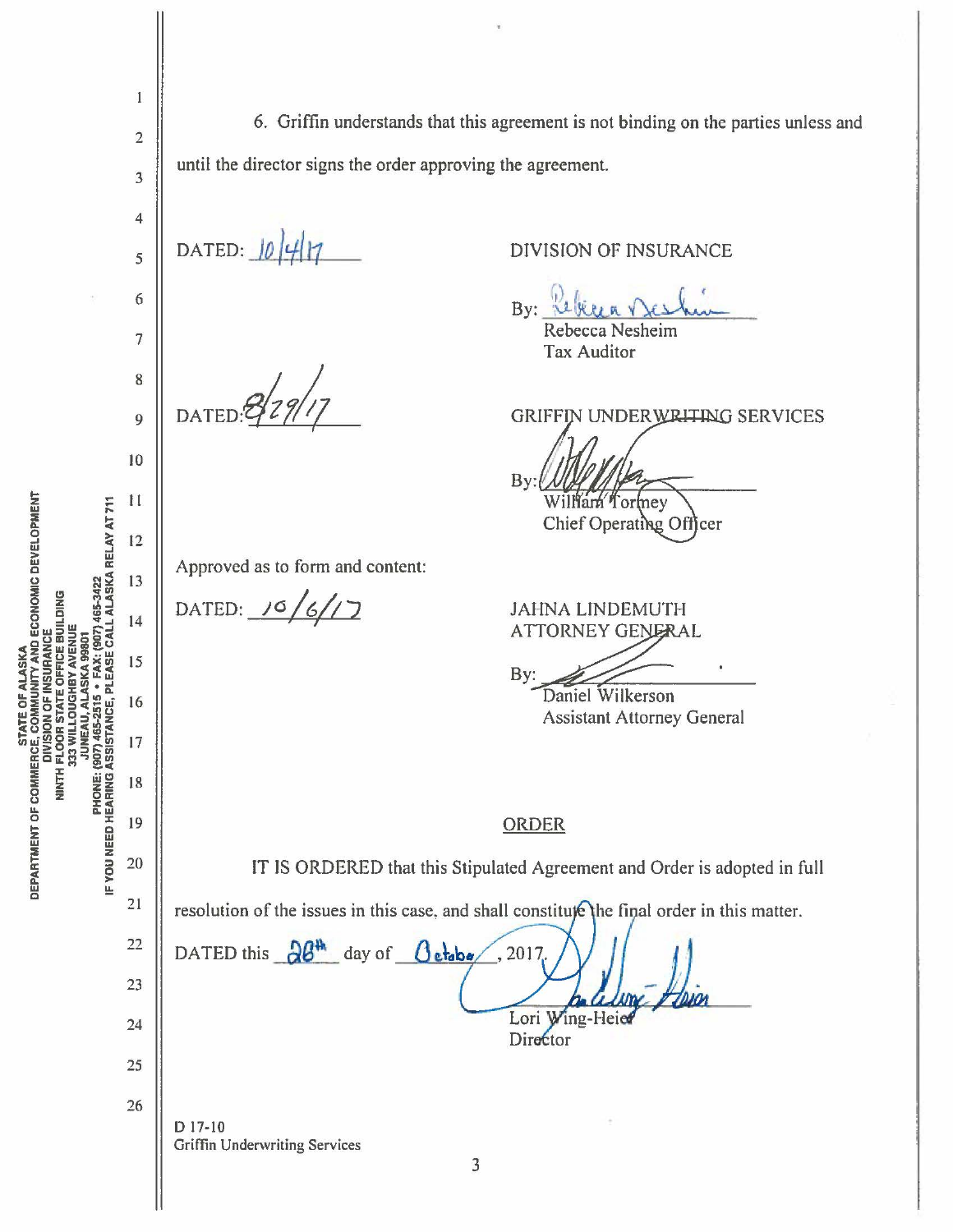6. Griffin understands that this agreement is not binding on the parties unless and until the director signs the order approving the agreement.

DATED: 10/4/17

DIVISION OF INSURANCE

By: Rebecca Nesheim
Rebecca Nesheim
Tax Auditor

DATED: 8/29/17

GRIFFIN UNDERWRITING SERVICES

By: William Tormey
William Tormey
Chief Operating Officer

Approved as to form and content:

DATED: 10/6/17

JAHNA LINDEMUTH
ATTORNEY GENERAL

By: Daniel Wilkerson
Daniel Wilkerson
Assistant Attorney General

## ORDER

IT IS ORDERED that this Stipulated Agreement and Order is adopted in full resolution of the issues in this case, and shall constitute the final order in this matter.

DATED this 26th day of October, 2017.

Lori Wing-Heier
Lori Wing-Heier
Director

D 17-10
Griffin Underwriting Services